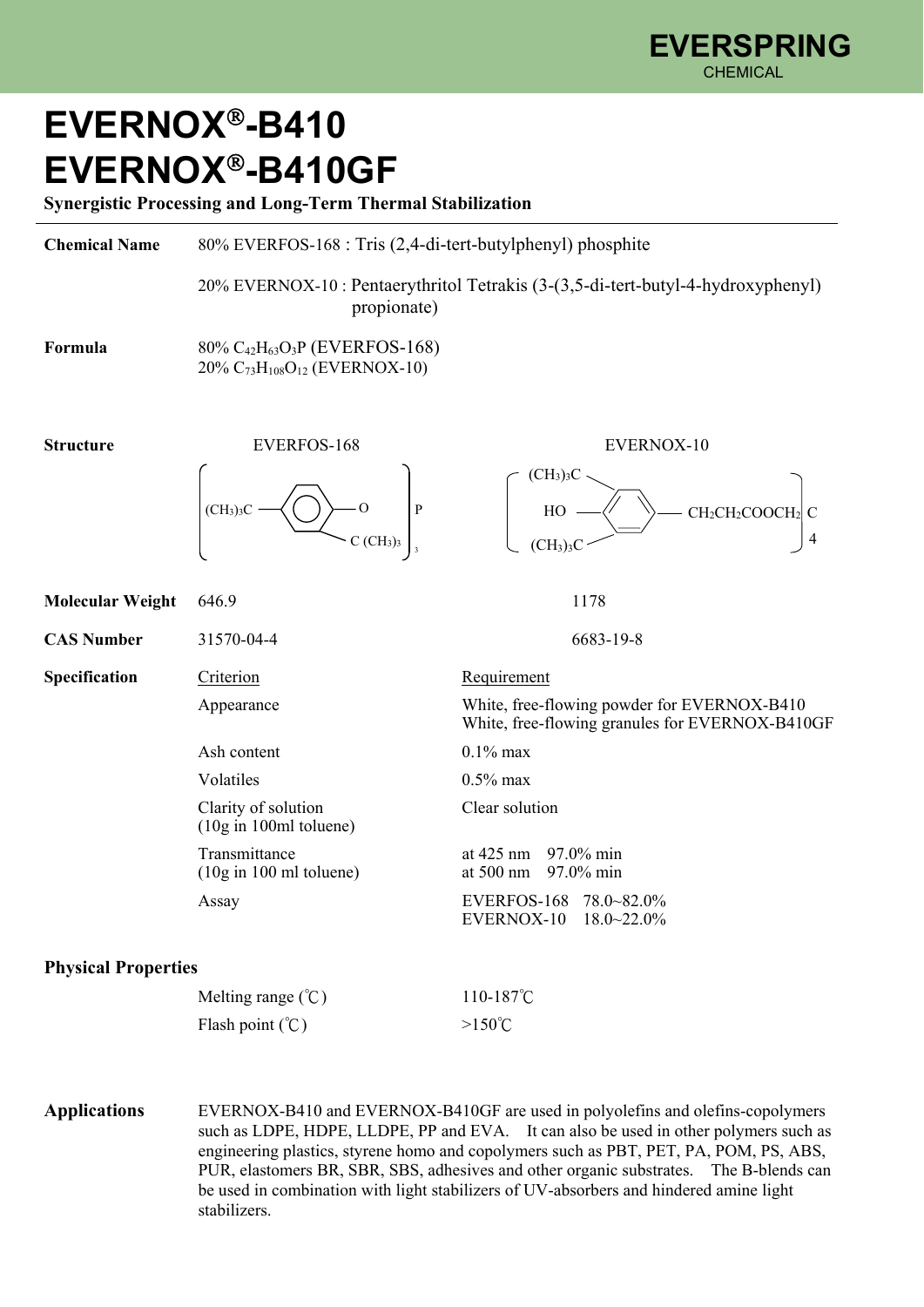EVERSPRING
CHEMICAL

# EVERNOX®-B410
# EVERNOX®-B410GF

**Synergistic Processing and Long-Term Thermal Stabilization**

**Chemical Name**

80% EVERFOS-168 : Tris (2,4-di-tert-butylphenyl) phosphite

20% EVERNOX-10 : Pentaerythritol Tetrakis (3-(3,5-di-tert-butyl-4-hydroxyphenyl) propionate)

**Formula**

80% $C_{42}H_{63}O_3P$ (EVERFOS-168)
20% $C_{73}H_{108}O_{12}$ (EVERNOX-10)

**Structure**

EVERFOS-168: $[(CH_3)_3C-C_6H_3(C(CH_3)_3)-O]_3P$

EVERNOX-10: $[HO-C_6H_2((CH_3)_3C)_2-CH_2CH_2COOCH_2]_4C$

| | EVERFOS-168 | EVERNOX-10 |
|---|---|---|
| **Molecular Weight** | 646.9 | 1178 |
| **CAS Number** | 31570-04-4 | 6683-19-8 |

**Specification**

| Criterion | Requirement |
|---|---|
| Appearance | White, free-flowing powder for EVERNOX-B410<br>White, free-flowing granules for EVERNOX-B410GF |
| Ash content | 0.1% max |
| Volatiles | 0.5% max |
| Clarity of solution (10g in 100ml toluene) | Clear solution |
| Transmittance (10g in 100 ml toluene) | at 425 nm 97.0% min<br>at 500 nm 97.0% min |
| Assay | EVERFOS-168 78.0~82.0%<br>EVERNOX-10 18.0~22.0% |

## Physical Properties

| | |
|---|---|
| Melting range (℃) | 110-187℃ |
| Flash point (℃) | >150℃ |

**Applications**

EVERNOX-B410 and EVERNOX-B410GF are used in polyolefins and olefins-copolymers such as LDPE, HDPE, LLDPE, PP and EVA. It can also be used in other polymers such as engineering plastics, styrene homo and copolymers such as PBT, PET, PA, POM, PS, ABS, PUR, elastomers BR, SBR, SBS, adhesives and other organic substrates. The B-blends can be used in combination with light stabilizers of UV-absorbers and hindered amine light stabilizers.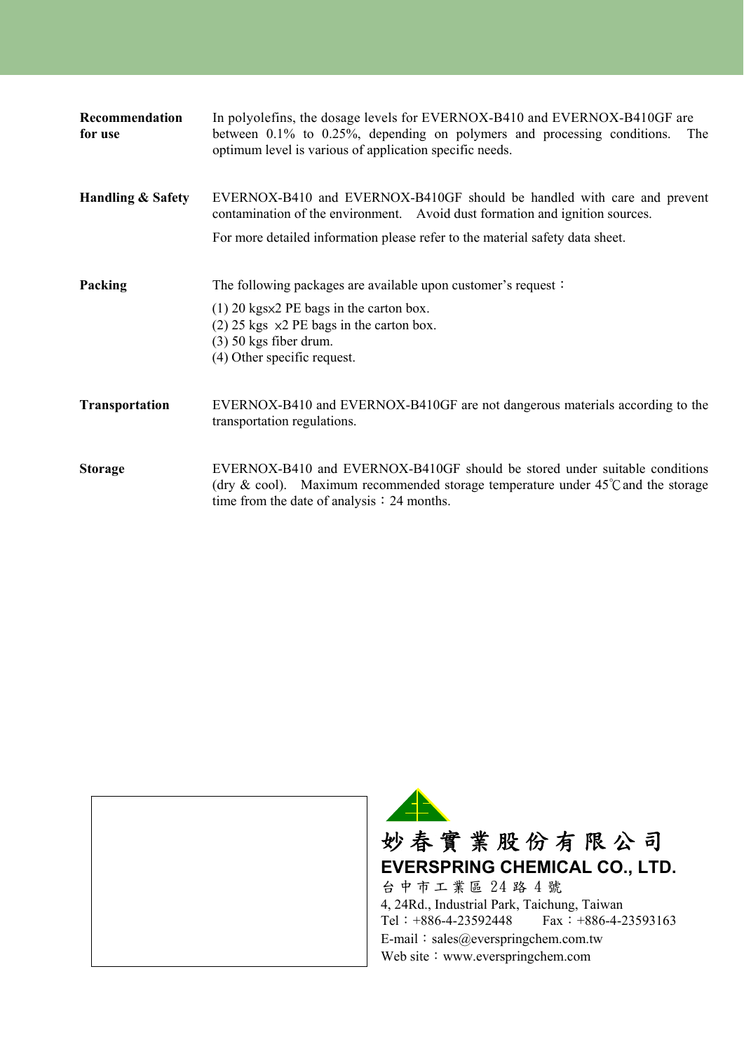**Recommendation for use**

In polyolefins, the dosage levels for EVERNOX-B410 and EVERNOX-B410GF are between 0.1% to 0.25%, depending on polymers and processing conditions. The optimum level is various of application specific needs.

**Handling & Safety**

EVERNOX-B410 and EVERNOX-B410GF should be handled with care and prevent contamination of the environment. Avoid dust formation and ignition sources.

For more detailed information please refer to the material safety data sheet.

**Packing**

The following packages are available upon customer's request：

(1) 20 kgs×2 PE bags in the carton box.
(2) 25 kgs ×2 PE bags in the carton box.
(3) 50 kgs fiber drum.
(4) Other specific request.

**Transportation**

EVERNOX-B410 and EVERNOX-B410GF are not dangerous materials according to the transportation regulations.

**Storage**

EVERNOX-B410 and EVERNOX-B410GF should be stored under suitable conditions (dry & cool). Maximum recommended storage temperature under 45℃ and the storage time from the date of analysis：24 months.

妙春實業股份有限公司

**EVERSPRING CHEMICAL CO., LTD.**

台中市工業區 24 路 4 號

4, 24Rd., Industrial Park, Taichung, Taiwan

Tel：+886-4-23592448 Fax：+886-4-23593163

E-mail：sales@everspringchem.com.tw

Web site：www.everspringchem.com